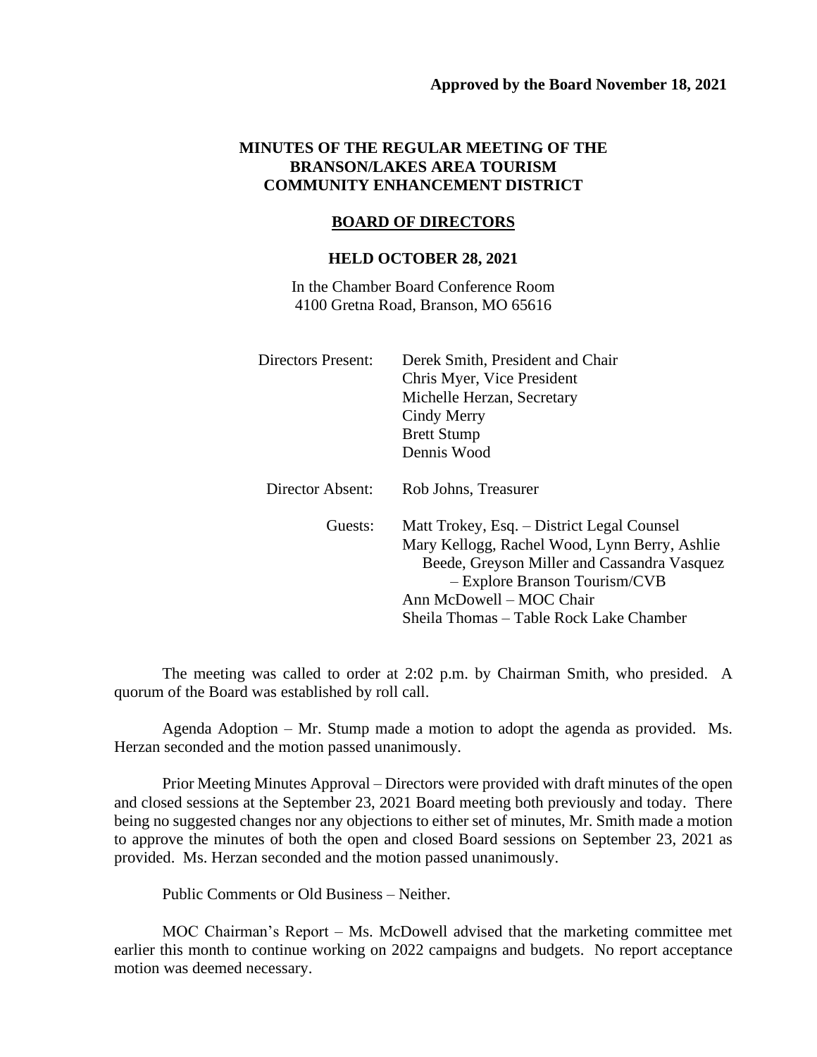**Approved by the Board November 18, 2021**

# MINUTES OF THE REGULAR MEETING OF THE BRANSON/LAKES AREA TOURISM COMMUNITY ENHANCEMENT DISTRICT

## BOARD OF DIRECTORS

### HELD OCTOBER 28, 2021

In the Chamber Board Conference Room
4100 Gretna Road, Branson, MO 65616

Directors Present: Derek Smith, President and Chair
Chris Myer, Vice President
Michelle Herzan, Secretary
Cindy Merry
Brett Stump
Dennis Wood

Director Absent: Rob Johns, Treasurer

Guests: Matt Trokey, Esq. – District Legal Counsel
Mary Kellogg, Rachel Wood, Lynn Berry, Ashlie Beede, Greyson Miller and Cassandra Vasquez – Explore Branson Tourism/CVB
Ann McDowell – MOC Chair
Sheila Thomas – Table Rock Lake Chamber

The meeting was called to order at 2:02 p.m. by Chairman Smith, who presided. A quorum of the Board was established by roll call.

Agenda Adoption – Mr. Stump made a motion to adopt the agenda as provided. Ms. Herzan seconded and the motion passed unanimously.

Prior Meeting Minutes Approval – Directors were provided with draft minutes of the open and closed sessions at the September 23, 2021 Board meeting both previously and today. There being no suggested changes nor any objections to either set of minutes, Mr. Smith made a motion to approve the minutes of both the open and closed Board sessions on September 23, 2021 as provided. Ms. Herzan seconded and the motion passed unanimously.

Public Comments or Old Business – Neither.

MOC Chairman's Report – Ms. McDowell advised that the marketing committee met earlier this month to continue working on 2022 campaigns and budgets. No report acceptance motion was deemed necessary.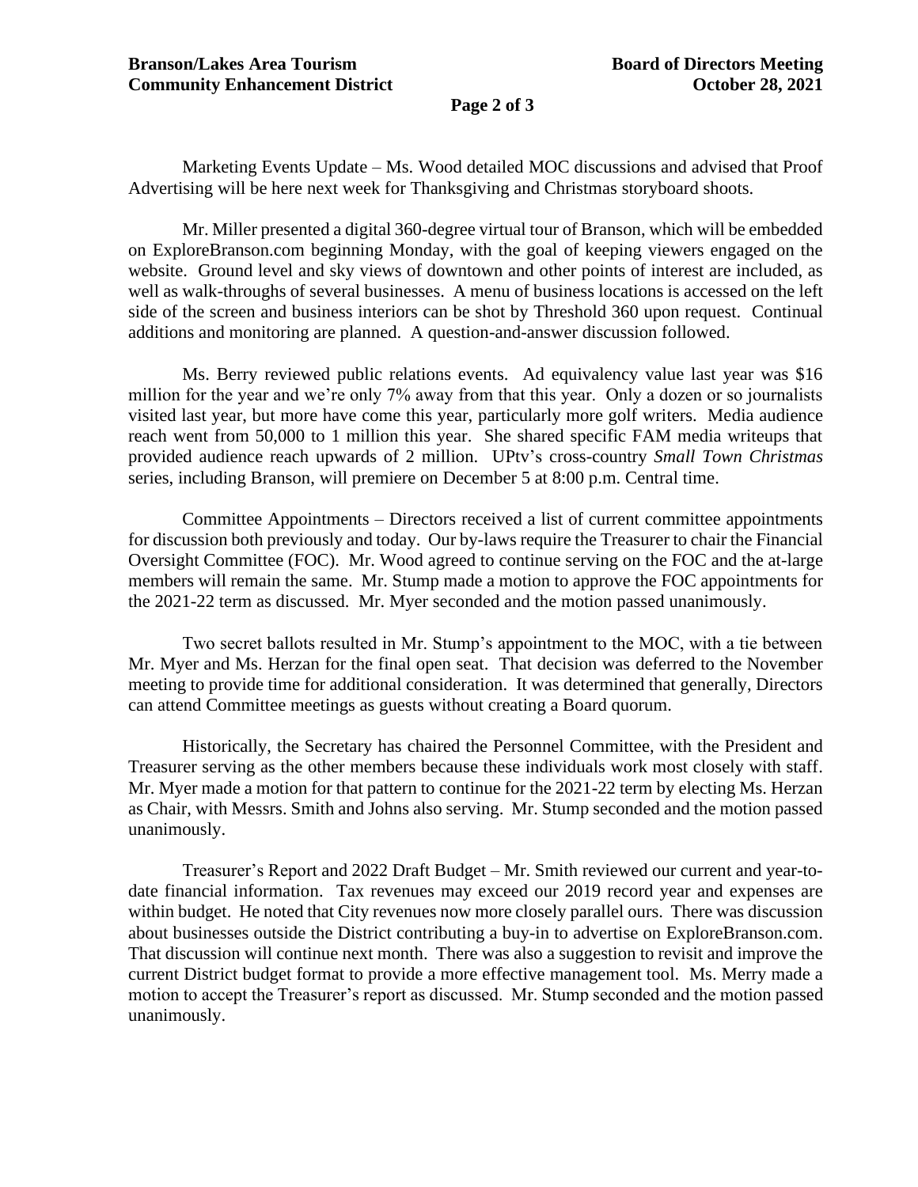Marketing Events Update – Ms. Wood detailed MOC discussions and advised that Proof Advertising will be here next week for Thanksgiving and Christmas storyboard shoots.

Mr. Miller presented a digital 360-degree virtual tour of Branson, which will be embedded on ExploreBranson.com beginning Monday, with the goal of keeping viewers engaged on the website. Ground level and sky views of downtown and other points of interest are included, as well as walk-throughs of several businesses. A menu of business locations is accessed on the left side of the screen and business interiors can be shot by Threshold 360 upon request. Continual additions and monitoring are planned. A question-and-answer discussion followed.

Ms. Berry reviewed public relations events. Ad equivalency value last year was $16 million for the year and we're only 7% away from that this year. Only a dozen or so journalists visited last year, but more have come this year, particularly more golf writers. Media audience reach went from 50,000 to 1 million this year. She shared specific FAM media writeups that provided audience reach upwards of 2 million. UPtv's cross-country *Small Town Christmas* series, including Branson, will premiere on December 5 at 8:00 p.m. Central time.

Committee Appointments – Directors received a list of current committee appointments for discussion both previously and today. Our by-laws require the Treasurer to chair the Financial Oversight Committee (FOC). Mr. Wood agreed to continue serving on the FOC and the at-large members will remain the same. Mr. Stump made a motion to approve the FOC appointments for the 2021-22 term as discussed. Mr. Myer seconded and the motion passed unanimously.

Two secret ballots resulted in Mr. Stump's appointment to the MOC, with a tie between Mr. Myer and Ms. Herzan for the final open seat. That decision was deferred to the November meeting to provide time for additional consideration. It was determined that generally, Directors can attend Committee meetings as guests without creating a Board quorum.

Historically, the Secretary has chaired the Personnel Committee, with the President and Treasurer serving as the other members because these individuals work most closely with staff. Mr. Myer made a motion for that pattern to continue for the 2021-22 term by electing Ms. Herzan as Chair, with Messrs. Smith and Johns also serving. Mr. Stump seconded and the motion passed unanimously.

Treasurer's Report and 2022 Draft Budget – Mr. Smith reviewed our current and year-to-date financial information. Tax revenues may exceed our 2019 record year and expenses are within budget. He noted that City revenues now more closely parallel ours. There was discussion about businesses outside the District contributing a buy-in to advertise on ExploreBranson.com. That discussion will continue next month. There was also a suggestion to revisit and improve the current District budget format to provide a more effective management tool. Ms. Merry made a motion to accept the Treasurer's report as discussed. Mr. Stump seconded and the motion passed unanimously.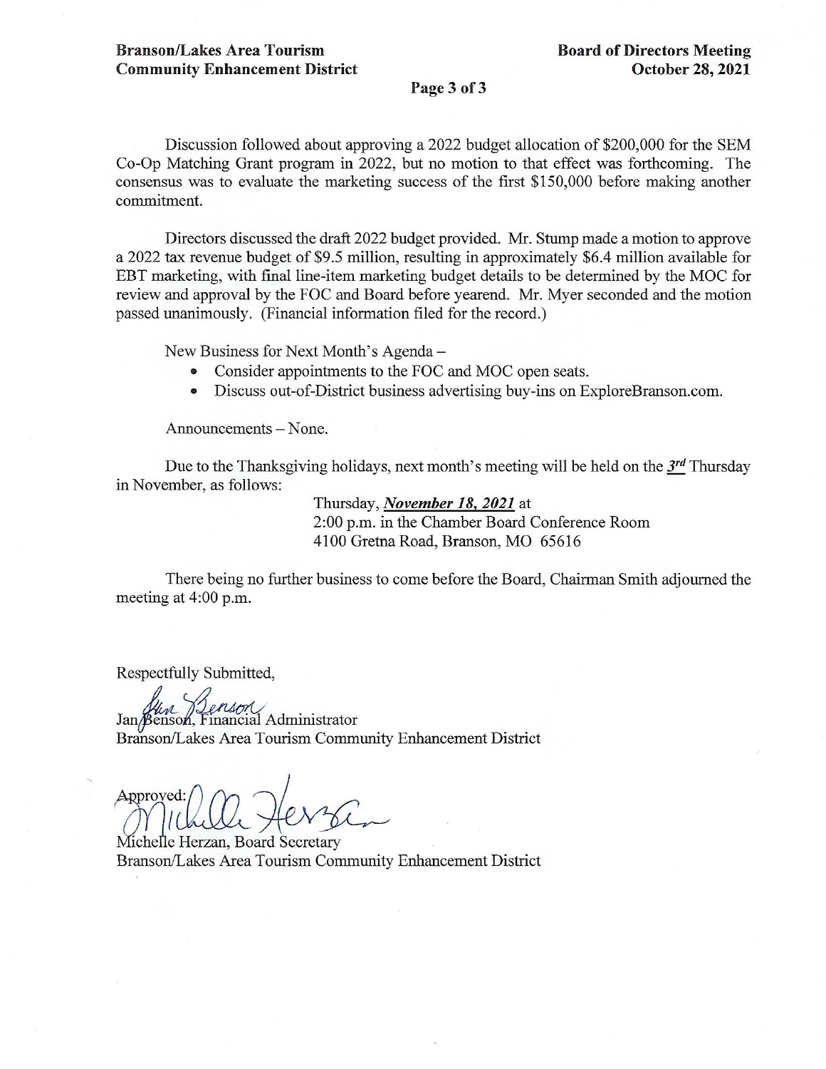Discussion followed about approving a 2022 budget allocation of $200,000 for the SEM Co-Op Matching Grant program in 2022, but no motion to that effect was forthcoming. The consensus was to evaluate the marketing success of the first $150,000 before making another commitment.

Directors discussed the draft 2022 budget provided. Mr. Stump made a motion to approve a 2022 tax revenue budget of $9.5 million, resulting in approximately $6.4 million available for EBT marketing, with final line-item marketing budget details to be determined by the MOC for review and approval by the FOC and Board before yearend. Mr. Myer seconded and the motion passed unanimously. (Financial information filed for the record.)

New Business for Next Month's Agenda –

- Consider appointments to the FOC and MOC open seats.
- Discuss out-of-District business advertising buy-ins on ExploreBranson.com.

Announcements – None.

Due to the Thanksgiving holidays, next month's meeting will be held on the ***3rd*** Thursday in November, as follows:

Thursday, ***November 18, 2021*** at
2:00 p.m. in the Chamber Board Conference Room
4100 Gretna Road, Branson, MO 65616

There being no further business to come before the Board, Chairman Smith adjourned the meeting at 4:00 p.m.

Respectfully Submitted,

Jan Benson, Financial Administrator
Branson/Lakes Area Tourism Community Enhancement District

Approved:

Michelle Herzan, Board Secretary
Branson/Lakes Area Tourism Community Enhancement District